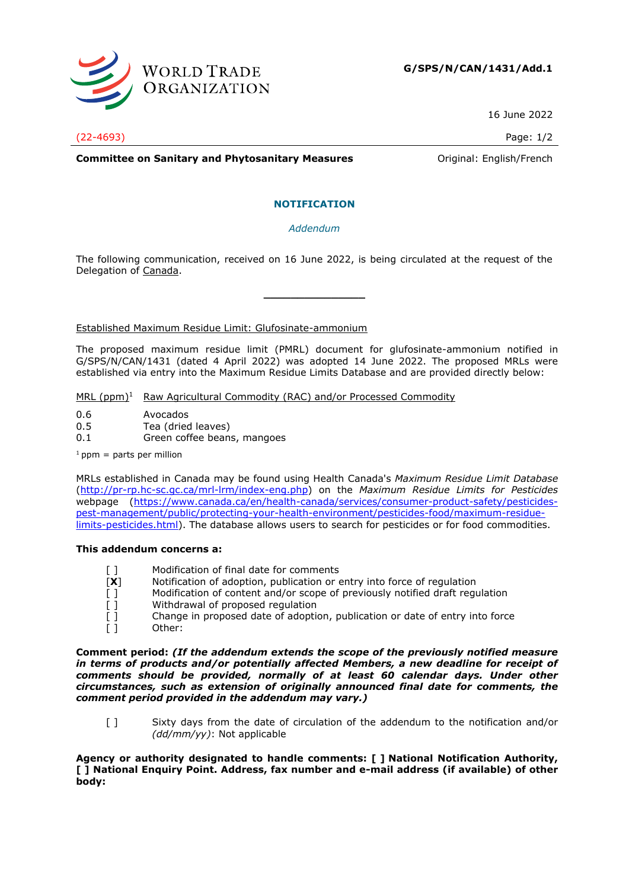**G/SPS/N/CAN/1431/Add.1**

16 June 2022

(22-4693)

**Committee on Sanitary and Phytosanitary Measures** Original: English/French

## NOTIFICATION

*Addendum*

The following communication, received on 16 June 2022, is being circulated at the request of the Delegation of Canada.

---

Established Maximum Residue Limit: Glufosinate-ammonium

The proposed maximum residue limit (PMRL) document for glufosinate-ammonium notified in G/SPS/N/CAN/1431 (dated 4 April 2022) was adopted 14 June 2022. The proposed MRLs were established via entry into the Maximum Residue Limits Database and are provided directly below:

| MRL (ppm)[1] | Raw Agricultural Commodity (RAC) and/or Processed Commodity |
|---|---|
| 0.6 | Avocados |
| 0.5 | Tea (dried leaves) |
| 0.1 | Green coffee beans, mangoes |

[1] ppm = parts per million

MRLs established in Canada may be found using Health Canada's *Maximum Residue Limit Database* (http://pr-rp.hc-sc.gc.ca/mrl-lrm/index-eng.php) on the *Maximum Residue Limits for Pesticides* webpage (https://www.canada.ca/en/health-canada/services/consumer-product-safety/pesticides-pest-management/public/protecting-your-health-environment/pesticides-food/maximum-residue-limits-pesticides.html). The database allows users to search for pesticides or for food commodities.

**This addendum concerns a:**

[ ] Modification of final date for comments
[**X**] Notification of adoption, publication or entry into force of regulation
[ ] Modification of content and/or scope of previously notified draft regulation
[ ] Withdrawal of proposed regulation
[ ] Change in proposed date of adoption, publication or date of entry into force
[ ] Other:

**Comment period:** ***(If the addendum extends the scope of the previously notified measure in terms of products and/or potentially affected Members, a new deadline for receipt of comments should be provided, normally of at least 60 calendar days. Under other circumstances, such as extension of originally announced final date for comments, the comment period provided in the addendum may vary.)***

[ ] Sixty days from the date of circulation of the addendum to the notification and/or *(dd/mm/yy)*: Not applicable

**Agency or authority designated to handle comments: [ ] National Notification Authority, [ ] National Enquiry Point. Address, fax number and e-mail address (if available) of other body:**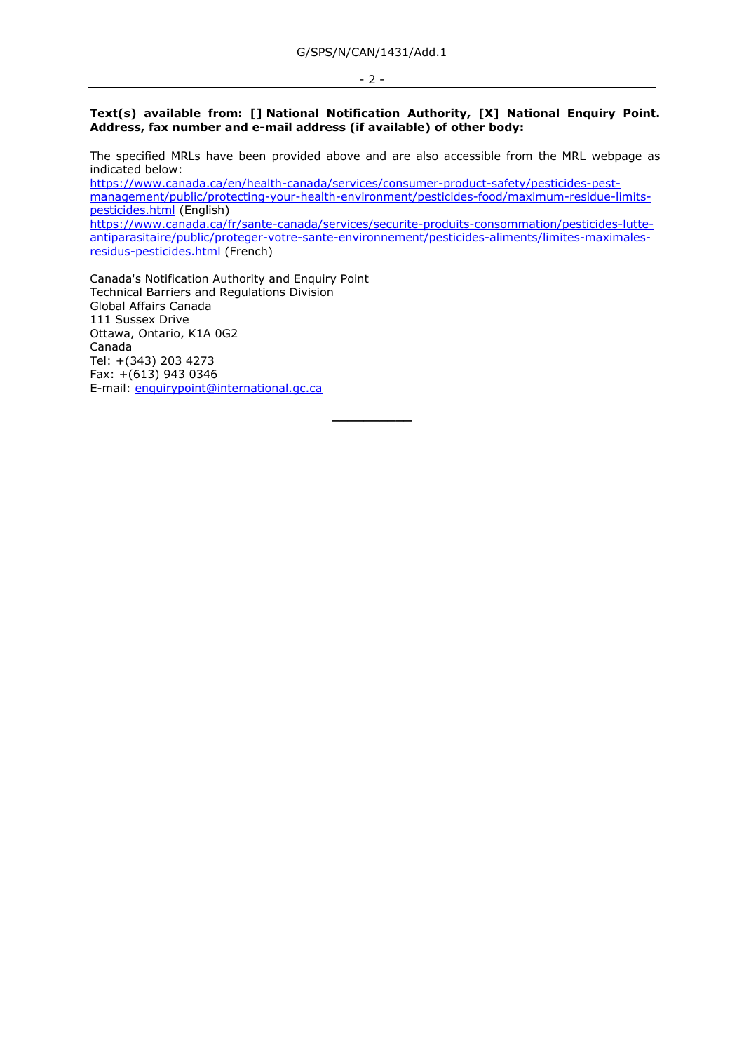**Text(s) available from: [] National Notification Authority, [X] National Enquiry Point. Address, fax number and e-mail address (if available) of other body:**

The specified MRLs have been provided above and are also accessible from the MRL webpage as indicated below:
https://www.canada.ca/en/health-canada/services/consumer-product-safety/pesticides-pest-management/public/protecting-your-health-environment/pesticides-food/maximum-residue-limits-pesticides.html (English)
https://www.canada.ca/fr/sante-canada/services/securite-produits-consommation/pesticides-lutte-antiparasitaire/public/proteger-votre-sante-environnement/pesticides-aliments/limites-maximales-residus-pesticides.html (French)

Canada's Notification Authority and Enquiry Point
Technical Barriers and Regulations Division
Global Affairs Canada
111 Sussex Drive
Ottawa, Ontario, K1A 0G2
Canada
Tel: +(343) 203 4273
Fax: +(613) 943 0346
E-mail: enquirypoint@international.gc.ca